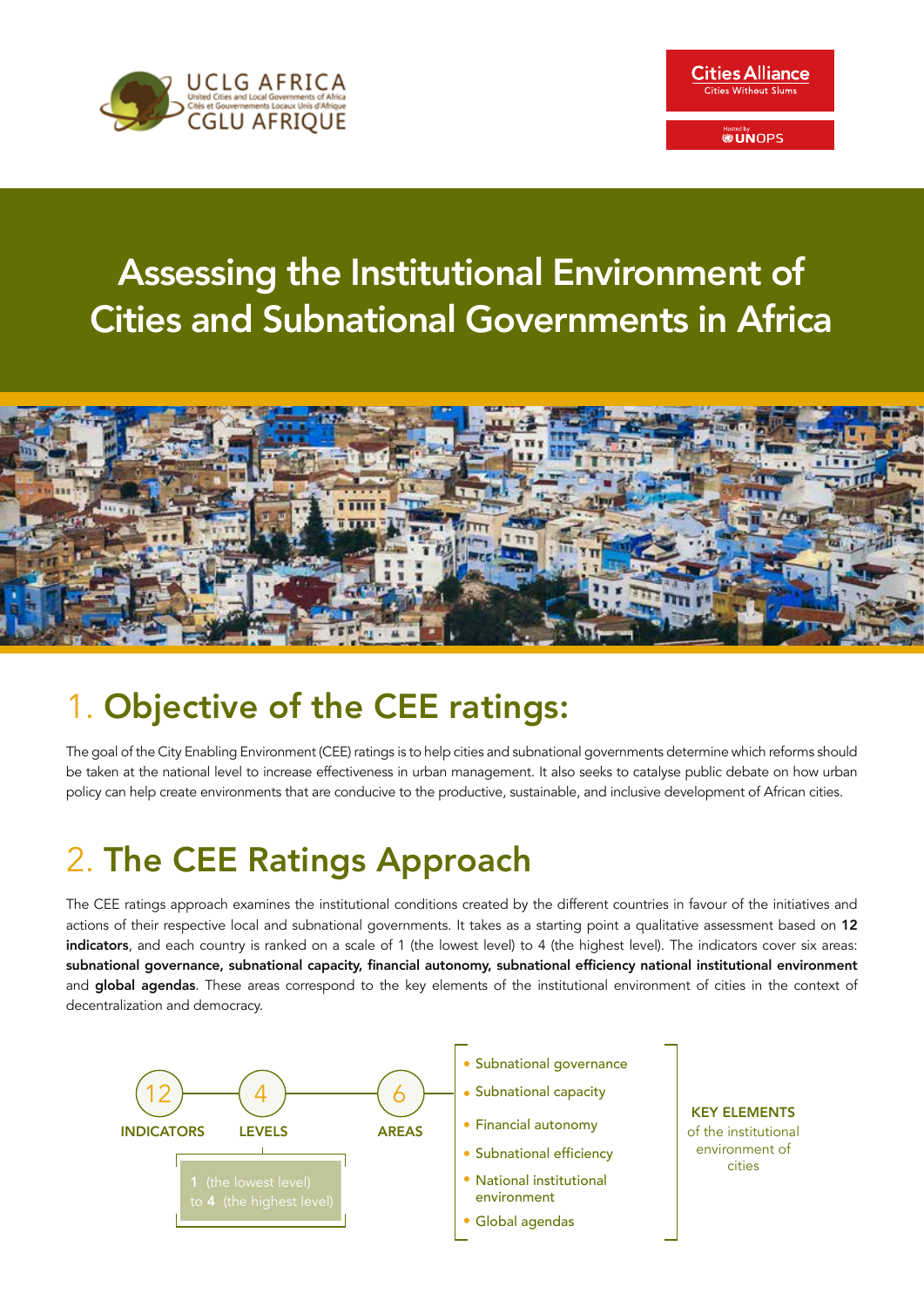UCLG AFRICA
United Cities and Local Governments of Africa
Cités et Gouvernements Locaux Unis d'Afrique
CGLU AFRIQUE

Cities Alliance
Cities Without Slums

Hosted by UNOPS

# Assessing the Institutional Environment of Cities and Subnational Governments in Africa

## 1. Objective of the CEE ratings:

The goal of the City Enabling Environment (CEE) ratings is to help cities and subnational governments determine which reforms should be taken at the national level to increase effectiveness in urban management. It also seeks to catalyse public debate on how urban policy can help create environments that are conducive to the productive, sustainable, and inclusive development of African cities.

## 2. The CEE Ratings Approach

The CEE ratings approach examines the institutional conditions created by the different countries in favour of the initiatives and actions of their respective local and subnational governments. It takes as a starting point a qualitative assessment based on **12 indicators**, and each country is ranked on a scale of 1 (the lowest level) to 4 (the highest level). The indicators cover six areas: **subnational governance, subnational capacity, financial autonomy, subnational efficiency national institutional environment** and **global agendas**. These areas correspond to the key elements of the institutional environment of cities in the context of decentralization and democracy.

**12 INDICATORS** — **4 LEVELS** (**1** (the lowest level) to **4** (the highest level)) — **6 AREAS**:

- Subnational governance
- Subnational capacity
- Financial autonomy
- Subnational efficiency
- National institutional environment
- Global agendas

**KEY ELEMENTS** of the institutional environment of cities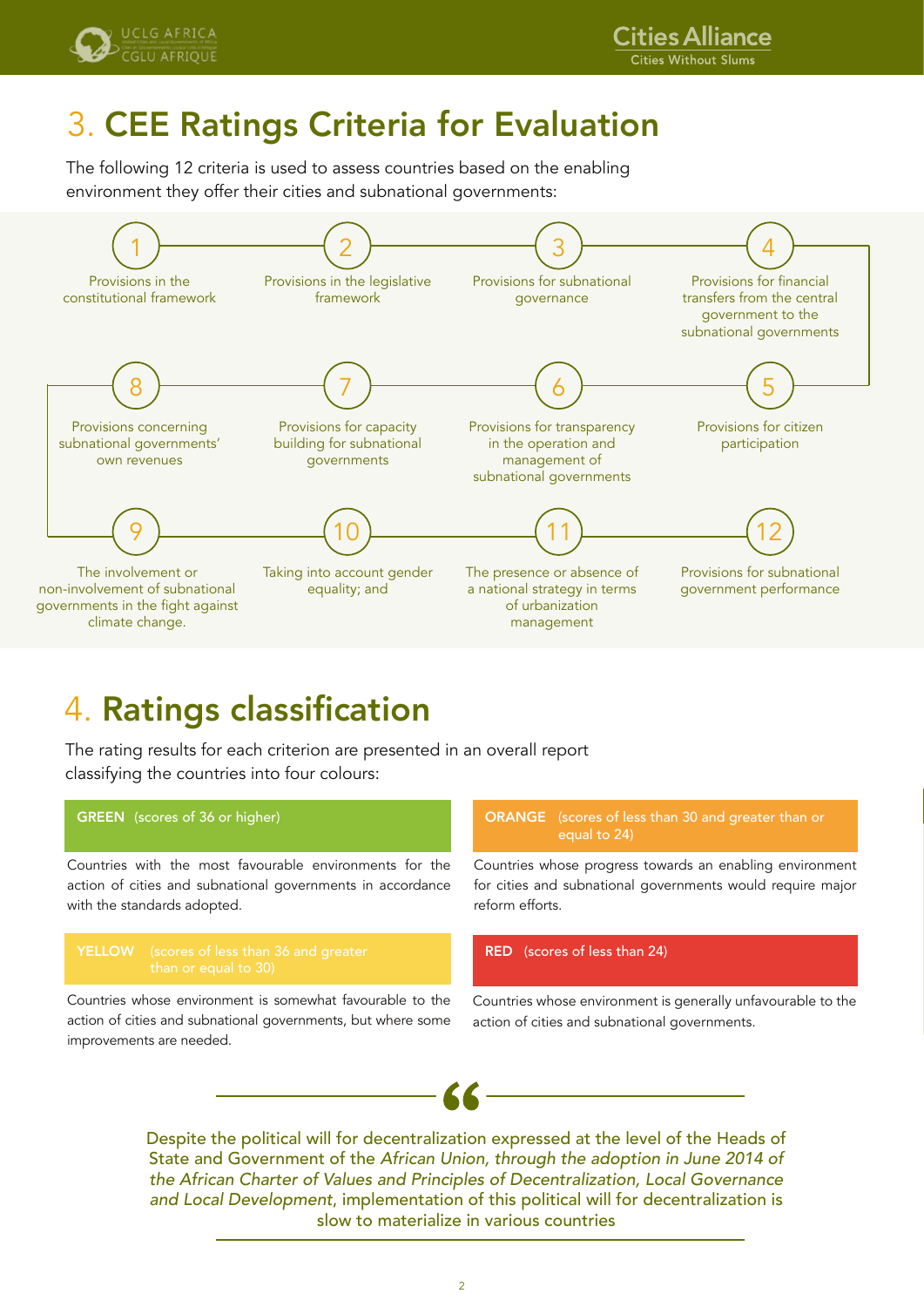# 3. CEE Ratings Criteria for Evaluation

The following 12 criteria is used to assess countries based on the enabling environment they offer their cities and subnational governments:

1. Provisions in the constitutional framework
2. Provisions in the legislative framework
3. Provisions for subnational governance
4. Provisions for financial transfers from the central government to the subnational governments
5. Provisions for citizen participation
6. Provisions for transparency in the operation and management of subnational governments
7. Provisions for capacity building for subnational governments
8. Provisions concerning subnational governments' own revenues
9. The involvement or non-involvement of subnational governments in the fight against climate change.
10. Taking into account gender equality; and
11. The presence or absence of a national strategy in terms of urbanization management
12. Provisions for subnational government performance

# 4. Ratings classification

The rating results for each criterion are presented in an overall report classifying the countries into four colours:

**GREEN** (scores of 36 or higher)

Countries with the most favourable environments for the action of cities and subnational governments in accordance with the standards adopted.

**YELLOW** (scores of less than 36 and greater than or equal to 30)

Countries whose environment is somewhat favourable to the action of cities and subnational governments, but where some improvements are needed.

**ORANGE** (scores of less than 30 and greater than or equal to 24)

Countries whose progress towards an enabling environment for cities and subnational governments would require major reform efforts.

**RED** (scores of less than 24)

Countries whose environment is generally unfavourable to the action of cities and subnational governments.

> Despite the political will for decentralization expressed at the level of the Heads of State and Government of the *African Union, through the adoption in June 2014 of the African Charter of Values and Principles of Decentralization, Local Governance and Local Development*, implementation of this political will for decentralization is slow to materialize in various countries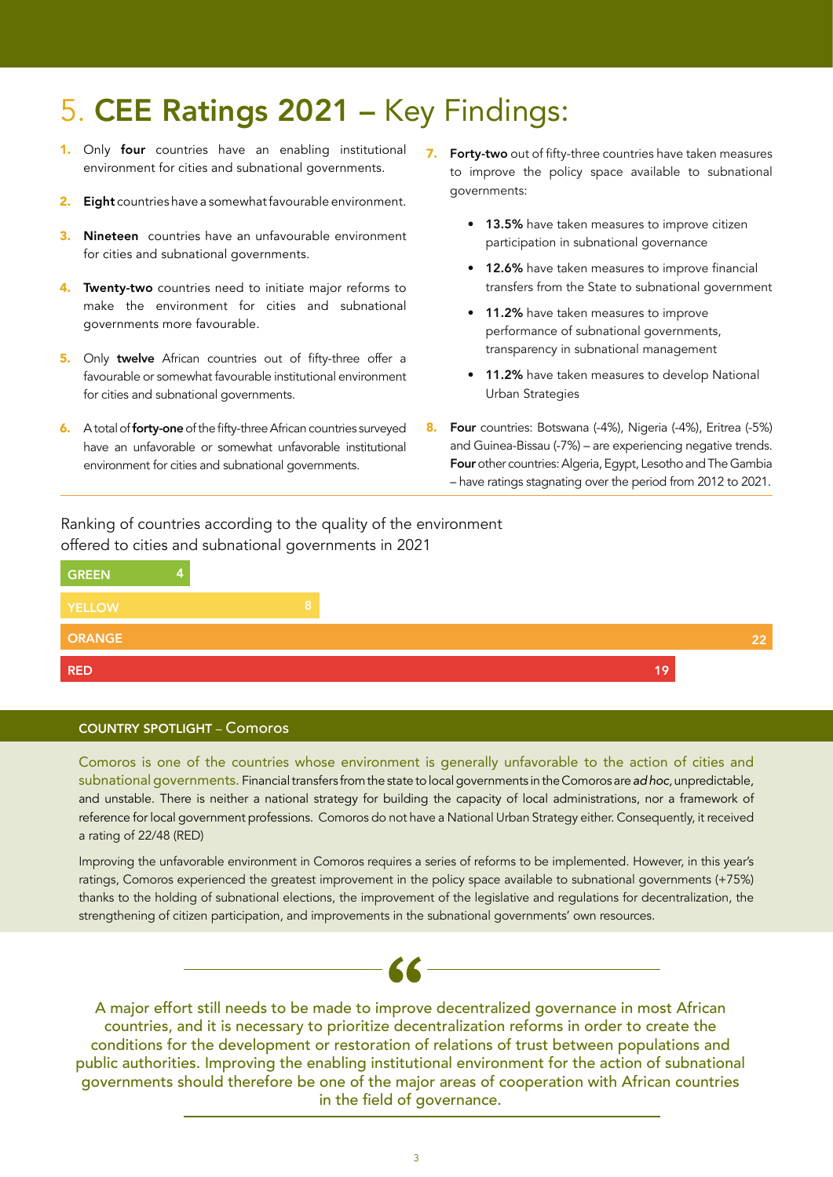# 5. **CEE Ratings 2021** – Key Findings:

1. Only **four** countries have an enabling institutional environment for cities and subnational governments.
2. **Eight** countries have a somewhat favourable environment.
3. **Nineteen** countries have an unfavourable environment for cities and subnational governments.
4. **Twenty-two** countries need to initiate major reforms to make the environment for cities and subnational governments more favourable.
5. Only **twelve** African countries out of fifty-three offer a favourable or somewhat favourable institutional environment for cities and subnational governments.
6. A total of **forty-one** of the fifty-three African countries surveyed have an unfavorable or somewhat unfavorable institutional environment for cities and subnational governments.
7. **Forty-two** out of fifty-three countries have taken measures to improve the policy space available to subnational governments:
   - **13.5%** have taken measures to improve citizen participation in subnational governance
   - **12.6%** have taken measures to improve financial transfers from the State to subnational government
   - **11.2%** have taken measures to improve performance of subnational governments, transparency in subnational management
   - **11.2%** have taken measures to develop National Urban Strategies
8. **Four** countries: Botswana (-4%), Nigeria (-4%), Eritrea (-5%) and Guinea-Bissau (-7%) – are experiencing negative trends. **Four** other countries: Algeria, Egypt, Lesotho and The Gambia – have ratings stagnating over the period from 2012 to 2021.

Ranking of countries according to the quality of the environment offered to cities and subnational governments in 2021

| Rating | Number of countries |
|---|---|
| GREEN | 4 |
| YELLOW | 8 |
| ORANGE | 22 |
| RED | 19 |

**COUNTRY SPOTLIGHT** – Comoros

Comoros is one of the countries whose environment is generally unfavorable to the action of cities and subnational governments. Financial transfers from the state to local governments in the Comoros are *ad hoc*, unpredictable, and unstable. There is neither a national strategy for building the capacity of local administrations, nor a framework of reference for local government professions. Comoros do not have a National Urban Strategy either. Consequently, it received a rating of 22/48 (RED)

Improving the unfavorable environment in Comoros requires a series of reforms to be implemented. However, in this year's ratings, Comoros experienced the greatest improvement in the policy space available to subnational governments (+75%) thanks to the holding of subnational elections, the improvement of the legislative and regulations for decentralization, the strengthening of citizen participation, and improvements in the subnational governments' own resources.

> A major effort still needs to be made to improve decentralized governance in most African countries, and it is necessary to prioritize decentralization reforms in order to create the conditions for the development or restoration of relations of trust between populations and public authorities. Improving the enabling institutional environment for the action of subnational governments should therefore be one of the major areas of cooperation with African countries in the field of governance.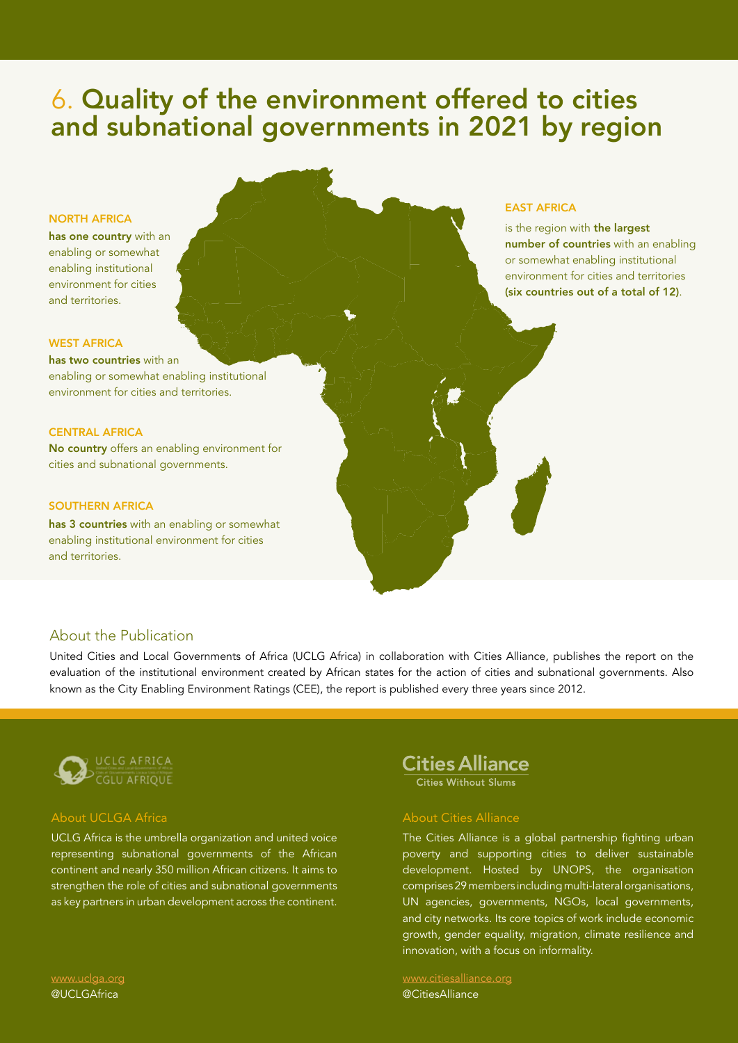# 6. Quality of the environment offered to cities and subnational governments in 2021 by region

**NORTH AFRICA**

**has one country** with an enabling or somewhat enabling institutional environment for cities and territories.

**WEST AFRICA**

**has two countries** with an enabling or somewhat enabling institutional environment for cities and territories.

**CENTRAL AFRICA**

**No country** offers an enabling environment for cities and subnational governments.

**SOUTHERN AFRICA**

**has 3 countries** with an enabling or somewhat enabling institutional environment for cities and territories.

**EAST AFRICA**

is the region with **the largest number of countries** with an enabling or somewhat enabling institutional environment for cities and territories **(six countries out of a total of 12)**.

## About the Publication

United Cities and Local Governments of Africa (UCLG Africa) in collaboration with Cities Alliance, publishes the report on the evaluation of the institutional environment created by African states for the action of cities and subnational governments. Also known as the City Enabling Environment Ratings (CEE), the report is published every three years since 2012.

UCLG AFRICA
CGLU AFRIQUE

### About UCLGA Africa

UCLG Africa is the umbrella organization and united voice representing subnational governments of the African continent and nearly 350 million African citizens. It aims to strengthen the role of cities and subnational governments as key partners in urban development across the continent.

www.uclga.org
@UCLGAfrica

Cities Alliance
Cities Without Slums

### About Cities Alliance

The Cities Alliance is a global partnership fighting urban poverty and supporting cities to deliver sustainable development. Hosted by UNOPS, the organisation comprises 29 members including multi-lateral organisations, UN agencies, governments, NGOs, local governments, and city networks. Its core topics of work include economic growth, gender equality, migration, climate resilience and innovation, with a focus on informality.

www.citiesalliance.org
@CitiesAlliance